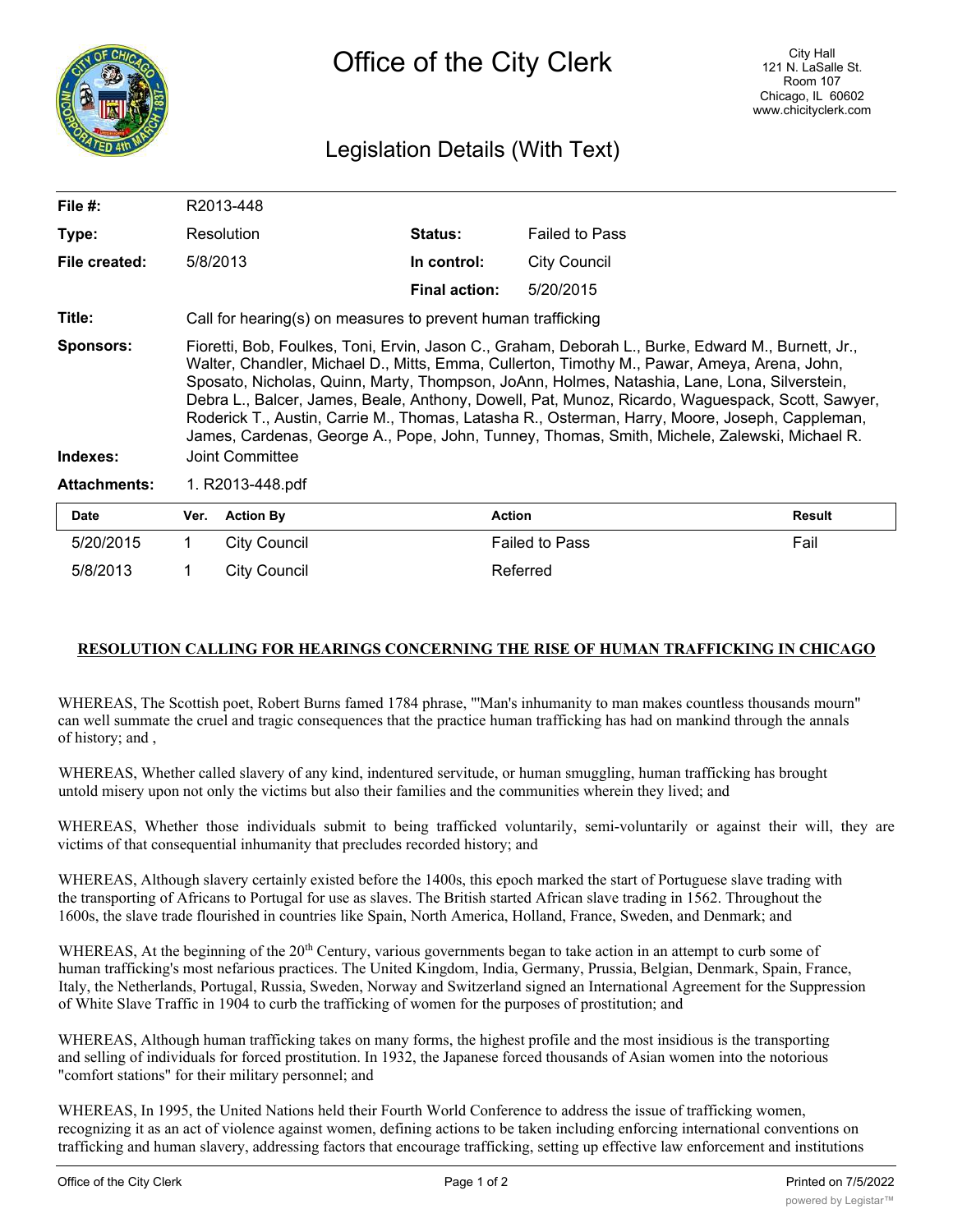# Office of the City Clerk

City Hall
121 N. LaSalle St.
Room 107
Chicago, IL 60602
www.chicityclerk.com

## Legislation Details (With Text)

| | | | |
|---|---|---|---|
| **File #:** | R2013-448 | | |
| **Type:** | Resolution | **Status:** | Failed to Pass |
| **File created:** | 5/8/2013 | **In control:** | City Council |
| | | **Final action:** | 5/20/2015 |

**Title:** Call for hearing(s) on measures to prevent human trafficking

**Sponsors:** Fioretti, Bob, Foulkes, Toni, Ervin, Jason C., Graham, Deborah L., Burke, Edward M., Burnett, Jr., Walter, Chandler, Michael D., Mitts, Emma, Cullerton, Timothy M., Pawar, Ameya, Arena, John, Sposato, Nicholas, Quinn, Marty, Thompson, JoAnn, Holmes, Natashia, Lane, Lona, Silverstein, Debra L., Balcer, James, Beale, Anthony, Dowell, Pat, Munoz, Ricardo, Waguespack, Scott, Sawyer, Roderick T., Austin, Carrie M., Thomas, Latasha R., Osterman, Harry, Moore, Joseph, Cappleman, James, Cardenas, George A., Pope, John, Tunney, Thomas, Smith, Michele, Zalewski, Michael R.

**Indexes:** Joint Committee

**Attachments:** 1. R2013-448.pdf

| Date | Ver. | Action By | Action | Result |
|---|---|---|---|---|
| 5/20/2015 | 1 | City Council | Failed to Pass | Fail |
| 5/8/2013 | 1 | City Council | Referred | |

**RESOLUTION CALLING FOR HEARINGS CONCERNING THE RISE OF HUMAN TRAFFICKING IN CHICAGO**

WHEREAS, The Scottish poet, Robert Burns famed 1784 phrase, "'Man's inhumanity to man makes countless thousands mourn" can well summate the cruel and tragic consequences that the practice human trafficking has had on mankind through the annals of history; and ,

WHEREAS, Whether called slavery of any kind, indentured servitude, or human smuggling, human trafficking has brought untold misery upon not only the victims but also their families and the communities wherein they lived; and

WHEREAS, Whether those individuals submit to being trafficked voluntarily, semi-voluntarily or against their will, they are victims of that consequential inhumanity that precludes recorded history; and

WHEREAS, Although slavery certainly existed before the 1400s, this epoch marked the start of Portuguese slave trading with the transporting of Africans to Portugal for use as slaves. The British started African slave trading in 1562. Throughout the 1600s, the slave trade flourished in countries like Spain, North America, Holland, France, Sweden, and Denmark; and

WHEREAS, At the beginning of the 20th Century, various governments began to take action in an attempt to curb some of human trafficking's most nefarious practices. The United Kingdom, India, Germany, Prussia, Belgian, Denmark, Spain, France, Italy, the Netherlands, Portugal, Russia, Sweden, Norway and Switzerland signed an International Agreement for the Suppression of White Slave Traffic in 1904 to curb the trafficking of women for the purposes of prostitution; and

WHEREAS, Although human trafficking takes on many forms, the highest profile and the most insidious is the transporting and selling of individuals for forced prostitution. In 1932, the Japanese forced thousands of Asian women into the notorious "comfort stations" for their military personnel; and

WHEREAS, In 1995, the United Nations held their Fourth World Conference to address the issue of trafficking women, recognizing it as an act of violence against women, defining actions to be taken including enforcing international conventions on trafficking and human slavery, addressing factors that encourage trafficking, setting up effective law enforcement and institutions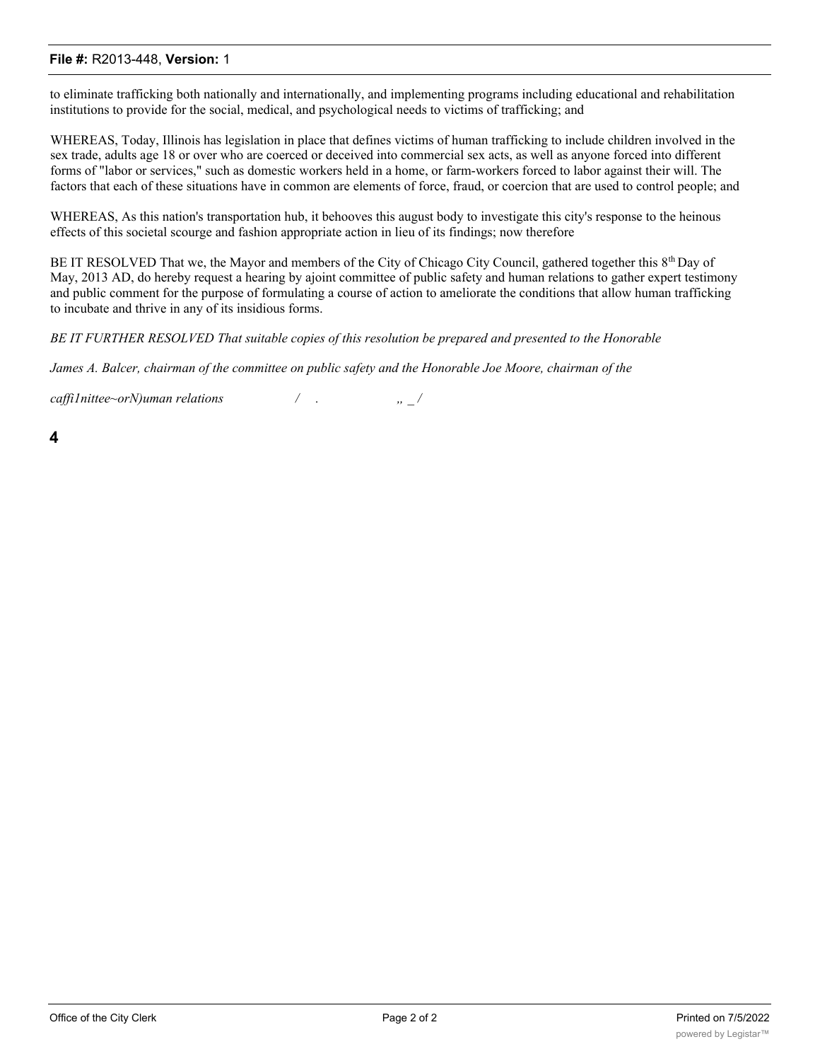to eliminate trafficking both nationally and internationally, and implementing programs including educational and rehabilitation institutions to provide for the social, medical, and psychological needs to victims of trafficking; and

WHEREAS, Today, Illinois has legislation in place that defines victims of human trafficking to include children involved in the sex trade, adults age 18 or over who are coerced or deceived into commercial sex acts, as well as anyone forced into different forms of "labor or services," such as domestic workers held in a home, or farm-workers forced to labor against their will. The factors that each of these situations have in common are elements of force, fraud, or coercion that are used to control people; and

WHEREAS, As this nation's transportation hub, it behooves this august body to investigate this city's response to the heinous effects of this societal scourge and fashion appropriate action in lieu of its findings; now therefore

BE IT RESOLVED That we, the Mayor and members of the City of Chicago City Council, gathered together this 8th Day of May, 2013 AD, do hereby request a hearing by ajoint committee of public safety and human relations to gather expert testimony and public comment for the purpose of formulating a course of action to ameliorate the conditions that allow human trafficking to incubate and thrive in any of its insidious forms.

*BE IT FURTHER RESOLVED That suitable copies of this resolution be prepared and presented to the Honorable*

*James A. Balcer, chairman of the committee on public safety and the Honorable Joe Moore, chairman of the*

*caffi1nittee~orN)uman relations / . „ _ /*

**4**